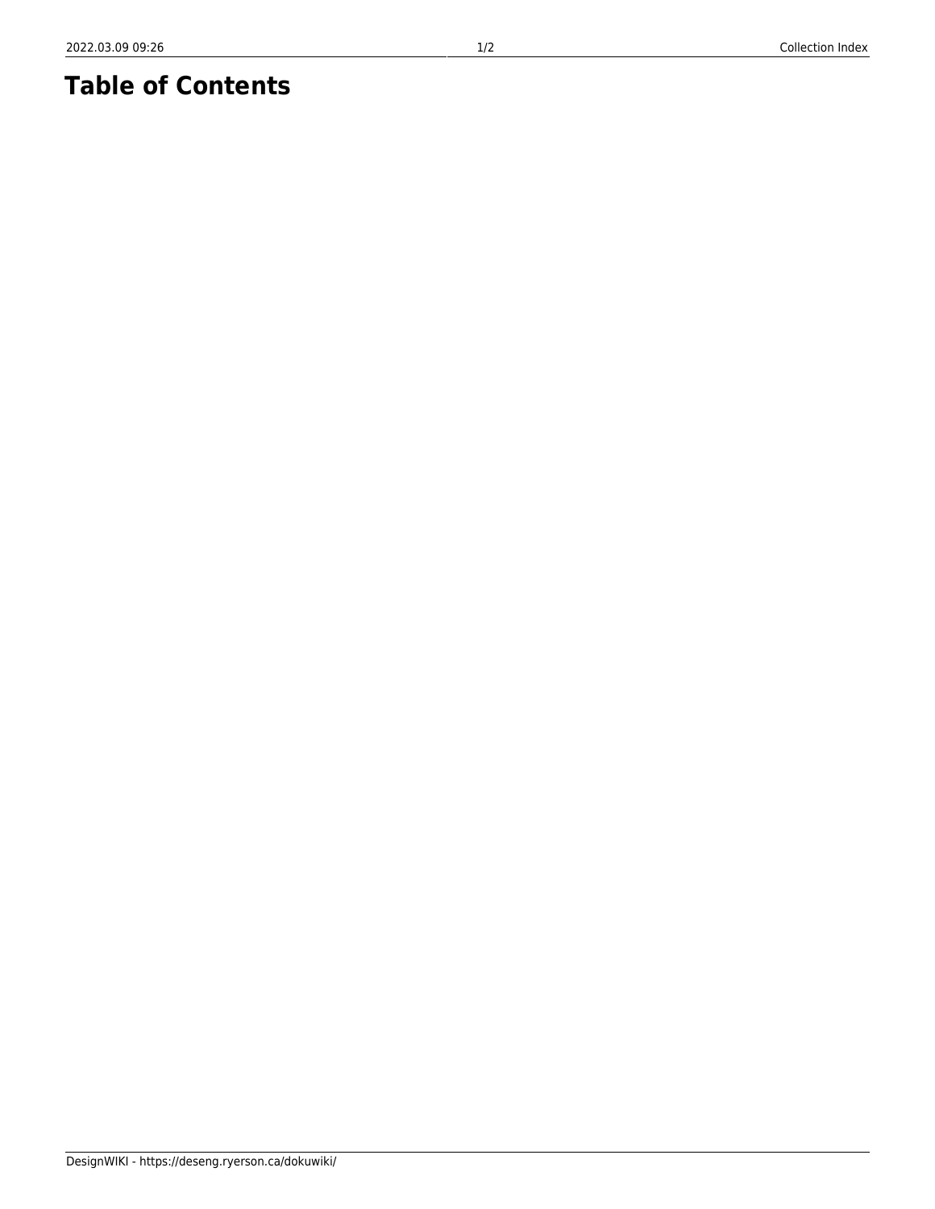# Table of Contents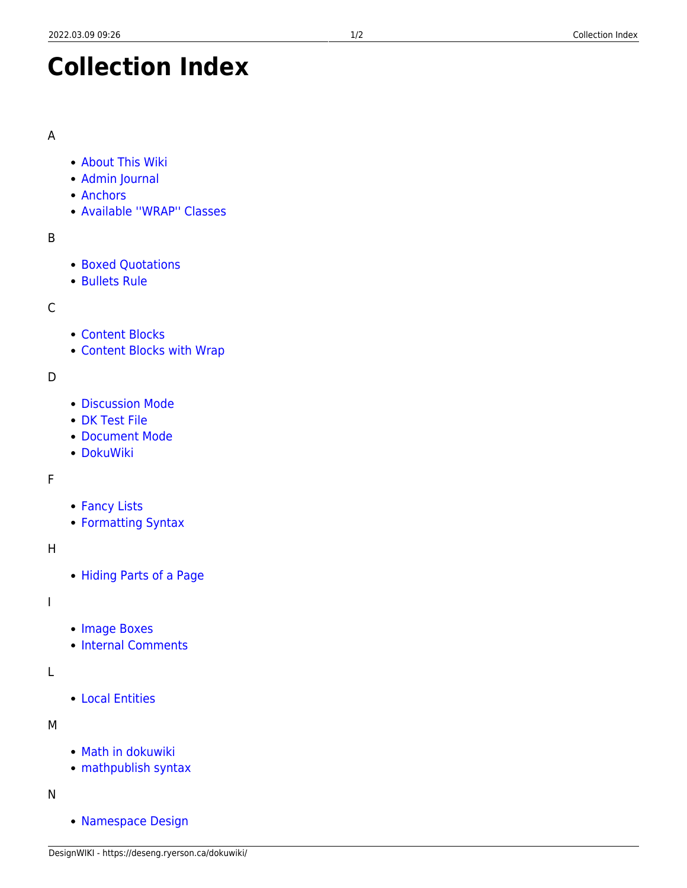# Collection Index

A

- About This Wiki
- Admin Journal
- Anchors
- Available ''WRAP'' Classes

B

- Boxed Quotations
- Bullets Rule

C

- Content Blocks
- Content Blocks with Wrap

D

- Discussion Mode
- DK Test File
- Document Mode
- DokuWiki

F

- Fancy Lists
- Formatting Syntax

H

- Hiding Parts of a Page

I

- Image Boxes
- Internal Comments

L

- Local Entities

M

- Math in dokuwiki
- mathpublish syntax

N

- Namespace Design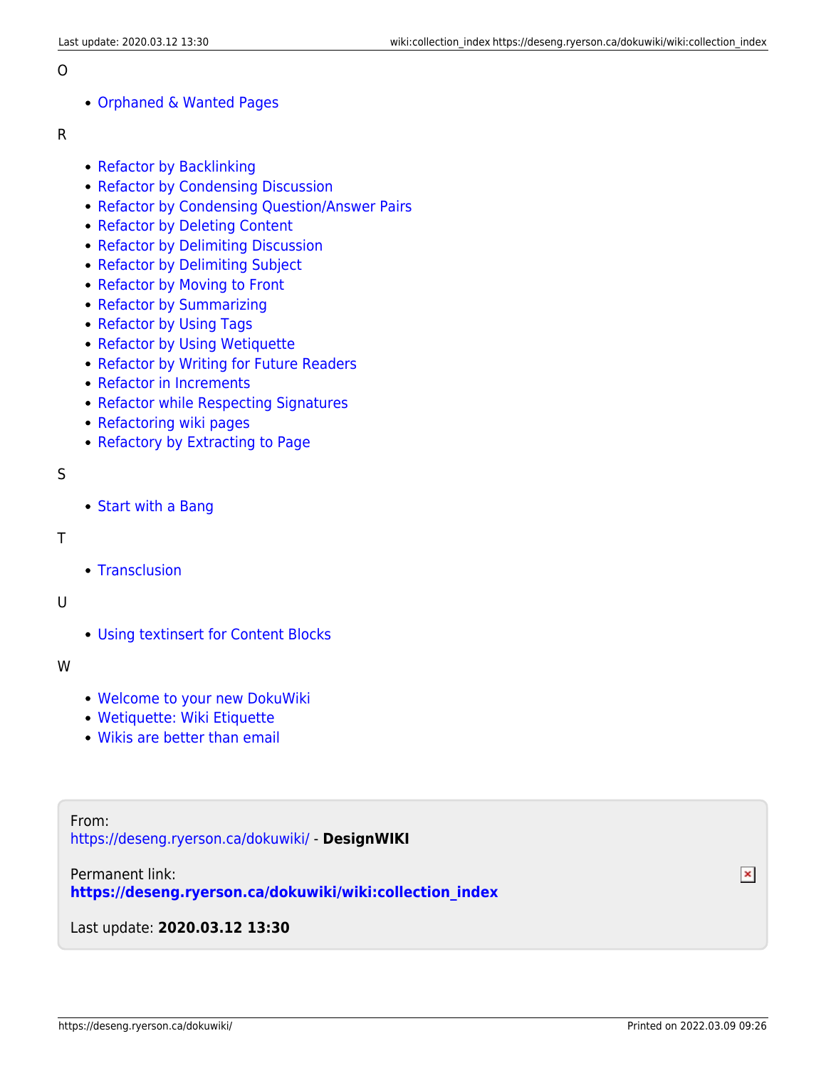O

- Orphaned & Wanted Pages

R

- Refactor by Backlinking
- Refactor by Condensing Discussion
- Refactor by Condensing Question/Answer Pairs
- Refactor by Deleting Content
- Refactor by Delimiting Discussion
- Refactor by Delimiting Subject
- Refactor by Moving to Front
- Refactor by Summarizing
- Refactor by Using Tags
- Refactor by Using Wetiquette
- Refactor by Writing for Future Readers
- Refactor in Increments
- Refactor while Respecting Signatures
- Refactoring wiki pages
- Refactory by Extracting to Page

S

- Start with a Bang

T

- Transclusion

U

- Using textinsert for Content Blocks

W

- Welcome to your new DokuWiki
- Wetiquette: Wiki Etiquette
- Wikis are better than email

From:
https://deseng.ryerson.ca/dokuwiki/ - **DesignWIKI**

Permanent link:
**https://deseng.ryerson.ca/dokuwiki/wiki:collection_index**

Last update: **2020.03.12 13:30**